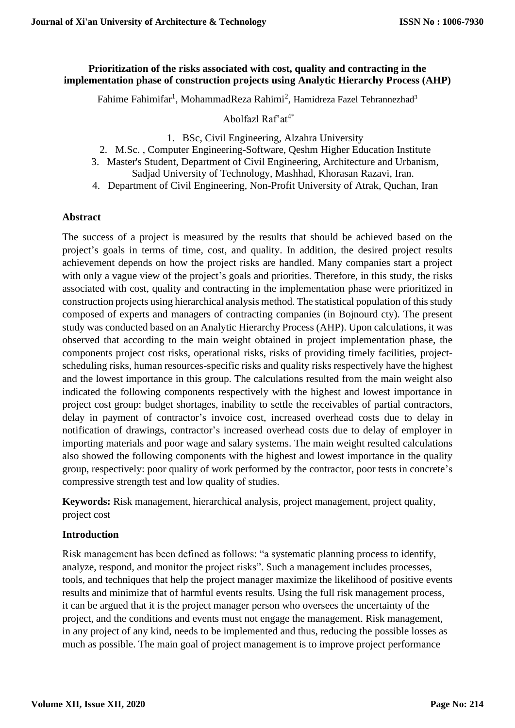# Prioritization of the risks associated with cost, quality and contracting in the implementation phase of construction projects using Analytic Hierarchy Process (AHP)

Fahime Fahimifar[1], MohammadReza Rahimi[2], Hamidreza Fazel Tehrannezhad[3]

Abolfazl Raf'at[4*]

1. BSc, Civil Engineering, Alzahra University
2. M.Sc. , Computer Engineering-Software, Qeshm Higher Education Institute
3. Master's Student, Department of Civil Engineering, Architecture and Urbanism, Sadjad University of Technology, Mashhad, Khorasan Razavi, Iran.
4. Department of Civil Engineering, Non-Profit University of Atrak, Quchan, Iran

## Abstract

The success of a project is measured by the results that should be achieved based on the project's goals in terms of time, cost, and quality. In addition, the desired project results achievement depends on how the project risks are handled. Many companies start a project with only a vague view of the project's goals and priorities. Therefore, in this study, the risks associated with cost, quality and contracting in the implementation phase were prioritized in construction projects using hierarchical analysis method. The statistical population of this study composed of experts and managers of contracting companies (in Bojnourd cty). The present study was conducted based on an Analytic Hierarchy Process (AHP). Upon calculations, it was observed that according to the main weight obtained in project implementation phase, the components project cost risks, operational risks, risks of providing timely facilities, project-scheduling risks, human resources-specific risks and quality risks respectively have the highest and the lowest importance in this group. The calculations resulted from the main weight also indicated the following components respectively with the highest and lowest importance in project cost group: budget shortages, inability to settle the receivables of partial contractors, delay in payment of contractor's invoice cost, increased overhead costs due to delay in notification of drawings, contractor's increased overhead costs due to delay of employer in importing materials and poor wage and salary systems. The main weight resulted calculations also showed the following components with the highest and lowest importance in the quality group, respectively: poor quality of work performed by the contractor, poor tests in concrete's compressive strength test and low quality of studies.

**Keywords:** Risk management, hierarchical analysis, project management, project quality, project cost

## Introduction

Risk management has been defined as follows: "a systematic planning process to identify, analyze, respond, and monitor the project risks". Such a management includes processes, tools, and techniques that help the project manager maximize the likelihood of positive events results and minimize that of harmful events results. Using the full risk management process, it can be argued that it is the project manager person who oversees the uncertainty of the project, and the conditions and events must not engage the management. Risk management, in any project of any kind, needs to be implemented and thus, reducing the possible losses as much as possible. The main goal of project management is to improve project performance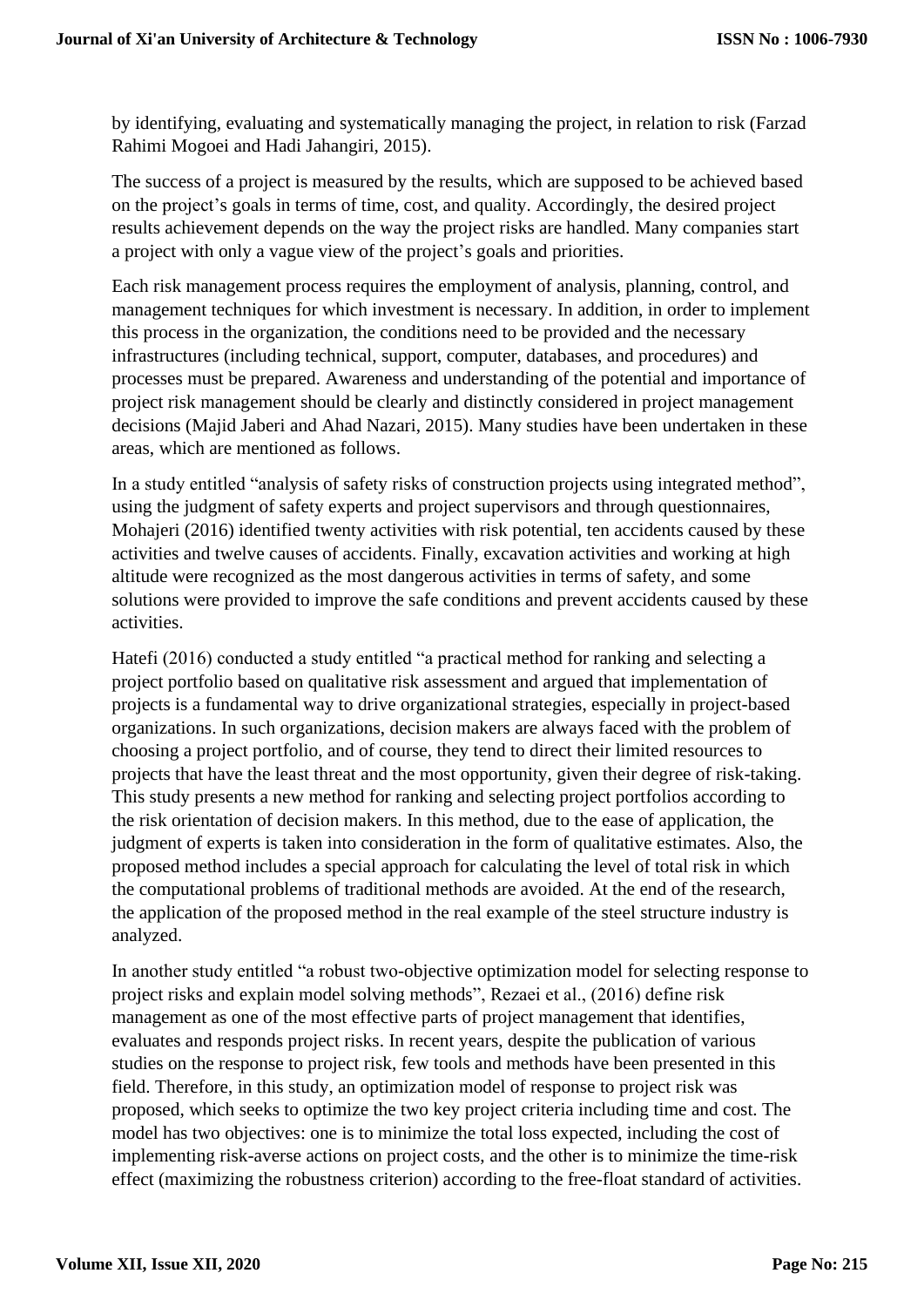by identifying, evaluating and systematically managing the project, in relation to risk (Farzad Rahimi Mogoei and Hadi Jahangiri, 2015).

The success of a project is measured by the results, which are supposed to be achieved based on the project's goals in terms of time, cost, and quality. Accordingly, the desired project results achievement depends on the way the project risks are handled. Many companies start a project with only a vague view of the project's goals and priorities.

Each risk management process requires the employment of analysis, planning, control, and management techniques for which investment is necessary. In addition, in order to implement this process in the organization, the conditions need to be provided and the necessary infrastructures (including technical, support, computer, databases, and procedures) and processes must be prepared. Awareness and understanding of the potential and importance of project risk management should be clearly and distinctly considered in project management decisions (Majid Jaberi and Ahad Nazari, 2015). Many studies have been undertaken in these areas, which are mentioned as follows.

In a study entitled "analysis of safety risks of construction projects using integrated method", using the judgment of safety experts and project supervisors and through questionnaires, Mohajeri (2016) identified twenty activities with risk potential, ten accidents caused by these activities and twelve causes of accidents. Finally, excavation activities and working at high altitude were recognized as the most dangerous activities in terms of safety, and some solutions were provided to improve the safe conditions and prevent accidents caused by these activities.

Hatefi (2016) conducted a study entitled "a practical method for ranking and selecting a project portfolio based on qualitative risk assessment and argued that implementation of projects is a fundamental way to drive organizational strategies, especially in project-based organizations. In such organizations, decision makers are always faced with the problem of choosing a project portfolio, and of course, they tend to direct their limited resources to projects that have the least threat and the most opportunity, given their degree of risk-taking. This study presents a new method for ranking and selecting project portfolios according to the risk orientation of decision makers. In this method, due to the ease of application, the judgment of experts is taken into consideration in the form of qualitative estimates. Also, the proposed method includes a special approach for calculating the level of total risk in which the computational problems of traditional methods are avoided. At the end of the research, the application of the proposed method in the real example of the steel structure industry is analyzed.

In another study entitled "a robust two-objective optimization model for selecting response to project risks and explain model solving methods", Rezaei et al., (2016) define risk management as one of the most effective parts of project management that identifies, evaluates and responds project risks. In recent years, despite the publication of various studies on the response to project risk, few tools and methods have been presented in this field. Therefore, in this study, an optimization model of response to project risk was proposed, which seeks to optimize the two key project criteria including time and cost. The model has two objectives: one is to minimize the total loss expected, including the cost of implementing risk-averse actions on project costs, and the other is to minimize the time-risk effect (maximizing the robustness criterion) according to the free-float standard of activities.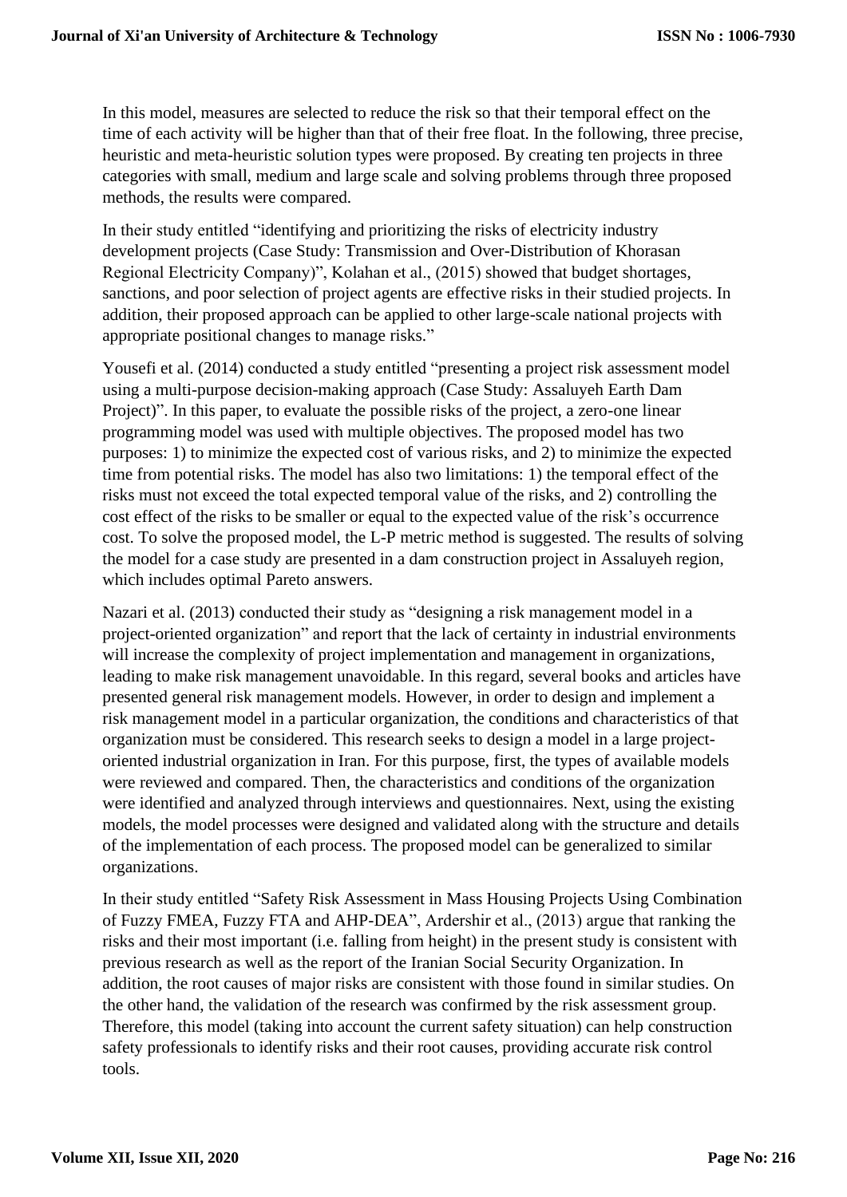In this model, measures are selected to reduce the risk so that their temporal effect on the time of each activity will be higher than that of their free float. In the following, three precise, heuristic and meta-heuristic solution types were proposed. By creating ten projects in three categories with small, medium and large scale and solving problems through three proposed methods, the results were compared.

In their study entitled "identifying and prioritizing the risks of electricity industry development projects (Case Study: Transmission and Over-Distribution of Khorasan Regional Electricity Company)", Kolahan et al., (2015) showed that budget shortages, sanctions, and poor selection of project agents are effective risks in their studied projects. In addition, their proposed approach can be applied to other large-scale national projects with appropriate positional changes to manage risks."

Yousefi et al. (2014) conducted a study entitled "presenting a project risk assessment model using a multi-purpose decision-making approach (Case Study: Assaluyeh Earth Dam Project)". In this paper, to evaluate the possible risks of the project, a zero-one linear programming model was used with multiple objectives. The proposed model has two purposes: 1) to minimize the expected cost of various risks, and 2) to minimize the expected time from potential risks. The model has also two limitations: 1) the temporal effect of the risks must not exceed the total expected temporal value of the risks, and 2) controlling the cost effect of the risks to be smaller or equal to the expected value of the risk's occurrence cost. To solve the proposed model, the L-P metric method is suggested. The results of solving the model for a case study are presented in a dam construction project in Assaluyeh region, which includes optimal Pareto answers.

Nazari et al. (2013) conducted their study as "designing a risk management model in a project-oriented organization" and report that the lack of certainty in industrial environments will increase the complexity of project implementation and management in organizations, leading to make risk management unavoidable. In this regard, several books and articles have presented general risk management models. However, in order to design and implement a risk management model in a particular organization, the conditions and characteristics of that organization must be considered. This research seeks to design a model in a large project-oriented industrial organization in Iran. For this purpose, first, the types of available models were reviewed and compared. Then, the characteristics and conditions of the organization were identified and analyzed through interviews and questionnaires. Next, using the existing models, the model processes were designed and validated along with the structure and details of the implementation of each process. The proposed model can be generalized to similar organizations.

In their study entitled "Safety Risk Assessment in Mass Housing Projects Using Combination of Fuzzy FMEA, Fuzzy FTA and AHP-DEA", Ardershir et al., (2013) argue that ranking the risks and their most important (i.e. falling from height) in the present study is consistent with previous research as well as the report of the Iranian Social Security Organization. In addition, the root causes of major risks are consistent with those found in similar studies. On the other hand, the validation of the research was confirmed by the risk assessment group. Therefore, this model (taking into account the current safety situation) can help construction safety professionals to identify risks and their root causes, providing accurate risk control tools.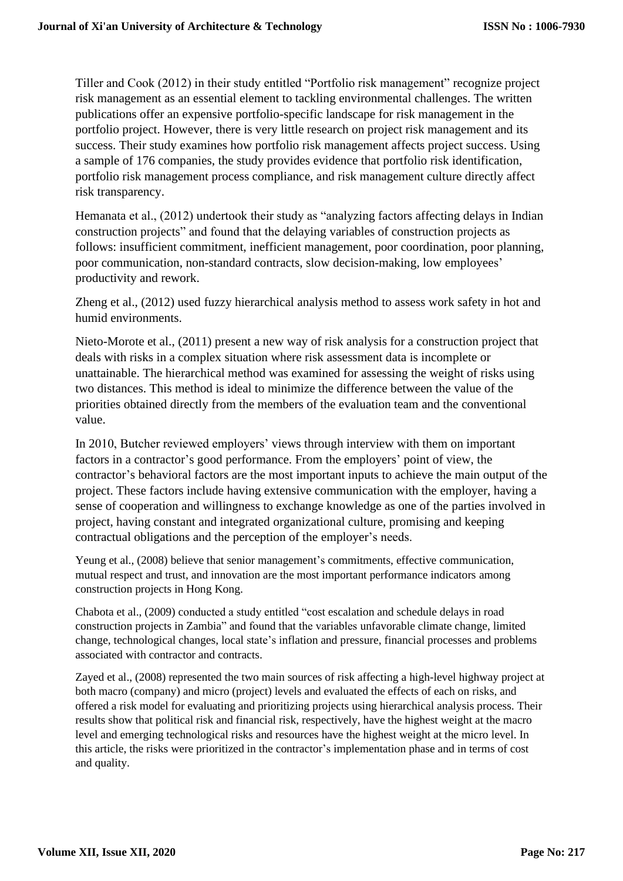Tiller and Cook (2012) in their study entitled "Portfolio risk management" recognize project risk management as an essential element to tackling environmental challenges. The written publications offer an expensive portfolio-specific landscape for risk management in the portfolio project. However, there is very little research on project risk management and its success. Their study examines how portfolio risk management affects project success. Using a sample of 176 companies, the study provides evidence that portfolio risk identification, portfolio risk management process compliance, and risk management culture directly affect risk transparency.

Hemanata et al., (2012) undertook their study as "analyzing factors affecting delays in Indian construction projects" and found that the delaying variables of construction projects as follows: insufficient commitment, inefficient management, poor coordination, poor planning, poor communication, non-standard contracts, slow decision-making, low employees' productivity and rework.

Zheng et al., (2012) used fuzzy hierarchical analysis method to assess work safety in hot and humid environments.

Nieto-Morote et al., (2011) present a new way of risk analysis for a construction project that deals with risks in a complex situation where risk assessment data is incomplete or unattainable. The hierarchical method was examined for assessing the weight of risks using two distances. This method is ideal to minimize the difference between the value of the priorities obtained directly from the members of the evaluation team and the conventional value.

In 2010, Butcher reviewed employers' views through interview with them on important factors in a contractor's good performance. From the employers' point of view, the contractor's behavioral factors are the most important inputs to achieve the main output of the project. These factors include having extensive communication with the employer, having a sense of cooperation and willingness to exchange knowledge as one of the parties involved in project, having constant and integrated organizational culture, promising and keeping contractual obligations and the perception of the employer's needs.

Yeung et al., (2008) believe that senior management's commitments, effective communication, mutual respect and trust, and innovation are the most important performance indicators among construction projects in Hong Kong.

Chabota et al., (2009) conducted a study entitled "cost escalation and schedule delays in road construction projects in Zambia" and found that the variables unfavorable climate change, limited change, technological changes, local state's inflation and pressure, financial processes and problems associated with contractor and contracts.

Zayed et al., (2008) represented the two main sources of risk affecting a high-level highway project at both macro (company) and micro (project) levels and evaluated the effects of each on risks, and offered a risk model for evaluating and prioritizing projects using hierarchical analysis process. Their results show that political risk and financial risk, respectively, have the highest weight at the macro level and emerging technological risks and resources have the highest weight at the micro level. In this article, the risks were prioritized in the contractor's implementation phase and in terms of cost and quality.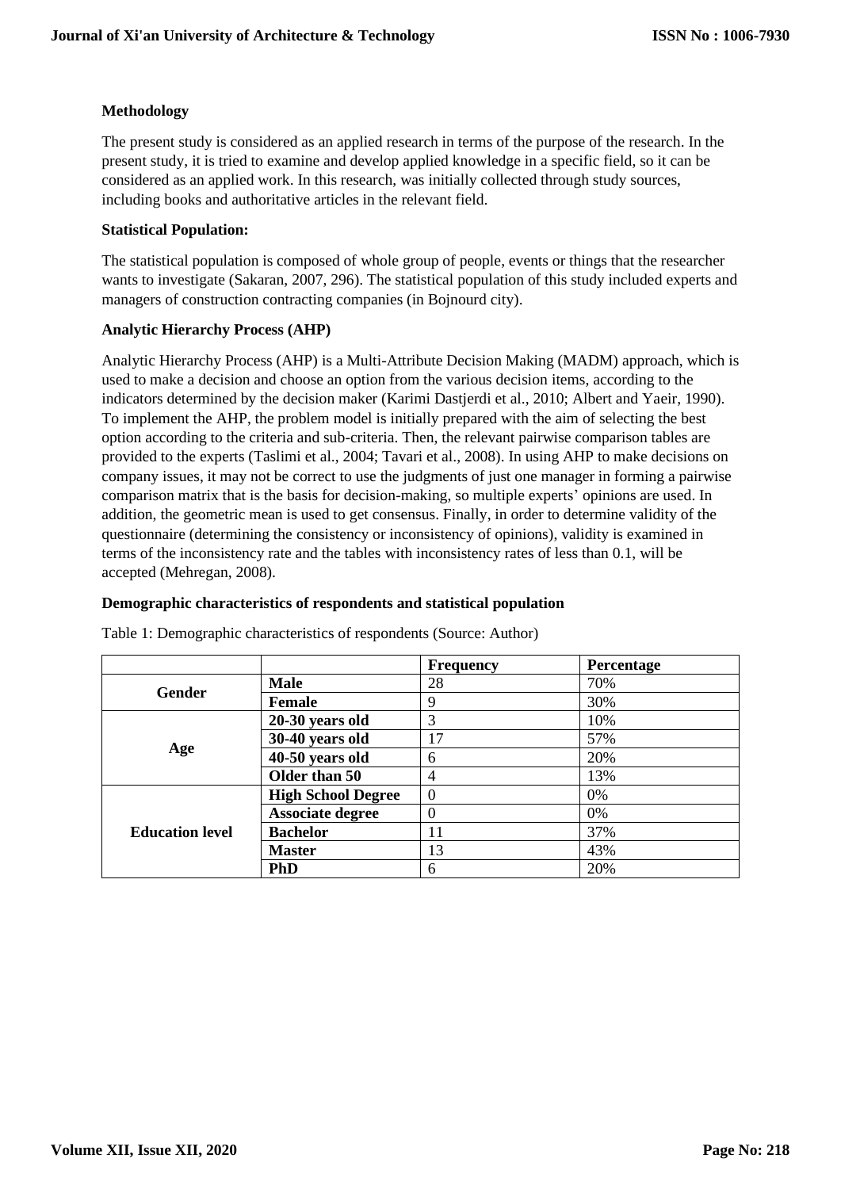**Methodology**

The present study is considered as an applied research in terms of the purpose of the research. In the present study, it is tried to examine and develop applied knowledge in a specific field, so it can be considered as an applied work. In this research, was initially collected through study sources, including books and authoritative articles in the relevant field.

**Statistical Population:**

The statistical population is composed of whole group of people, events or things that the researcher wants to investigate (Sakaran, 2007, 296). The statistical population of this study included experts and managers of construction contracting companies (in Bojnourd city).

**Analytic Hierarchy Process (AHP)**

Analytic Hierarchy Process (AHP) is a Multi-Attribute Decision Making (MADM) approach, which is used to make a decision and choose an option from the various decision items, according to the indicators determined by the decision maker (Karimi Dastjerdi et al., 2010; Albert and Yaeir, 1990). To implement the AHP, the problem model is initially prepared with the aim of selecting the best option according to the criteria and sub-criteria. Then, the relevant pairwise comparison tables are provided to the experts (Taslimi et al., 2004; Tavari et al., 2008). In using AHP to make decisions on company issues, it may not be correct to use the judgments of just one manager in forming a pairwise comparison matrix that is the basis for decision-making, so multiple experts' opinions are used. In addition, the geometric mean is used to get consensus. Finally, in order to determine validity of the questionnaire (determining the consistency or inconsistency of opinions), validity is examined in terms of the inconsistency rate and the tables with inconsistency rates of less than 0.1, will be accepted (Mehregan, 2008).

**Demographic characteristics of respondents and statistical population**

Table 1: Demographic characteristics of respondents (Source: Author)

| | | Frequency | Percentage |
|---|---|---|---|
| **Gender** | **Male** | 28 | 70% |
| | **Female** | 9 | 30% |
| **Age** | **20-30 years old** | 3 | 10% |
| | **30-40 years old** | 17 | 57% |
| | **40-50 years old** | 6 | 20% |
| | **Older than 50** | 4 | 13% |
| **Education level** | **High School Degree** | 0 | 0% |
| | **Associate degree** | 0 | 0% |
| | **Bachelor** | 11 | 37% |
| | **Master** | 13 | 43% |
| | **PhD** | 6 | 20% |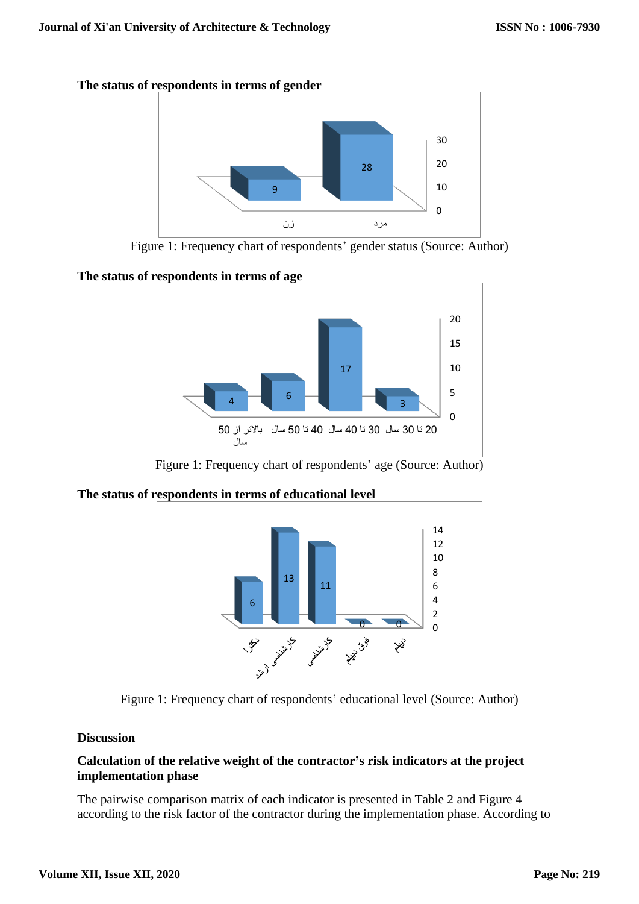**The status of respondents in terms of gender**

Figure 1: Frequency chart of respondents' gender status (Source: Author)

**The status of respondents in terms of age**

Figure 1: Frequency chart of respondents' age (Source: Author)

**The status of respondents in terms of educational level**

Figure 1: Frequency chart of respondents' educational level (Source: Author)

## Discussion

### Calculation of the relative weight of the contractor's risk indicators at the project implementation phase

The pairwise comparison matrix of each indicator is presented in Table 2 and Figure 4 according to the risk factor of the contractor during the implementation phase. According to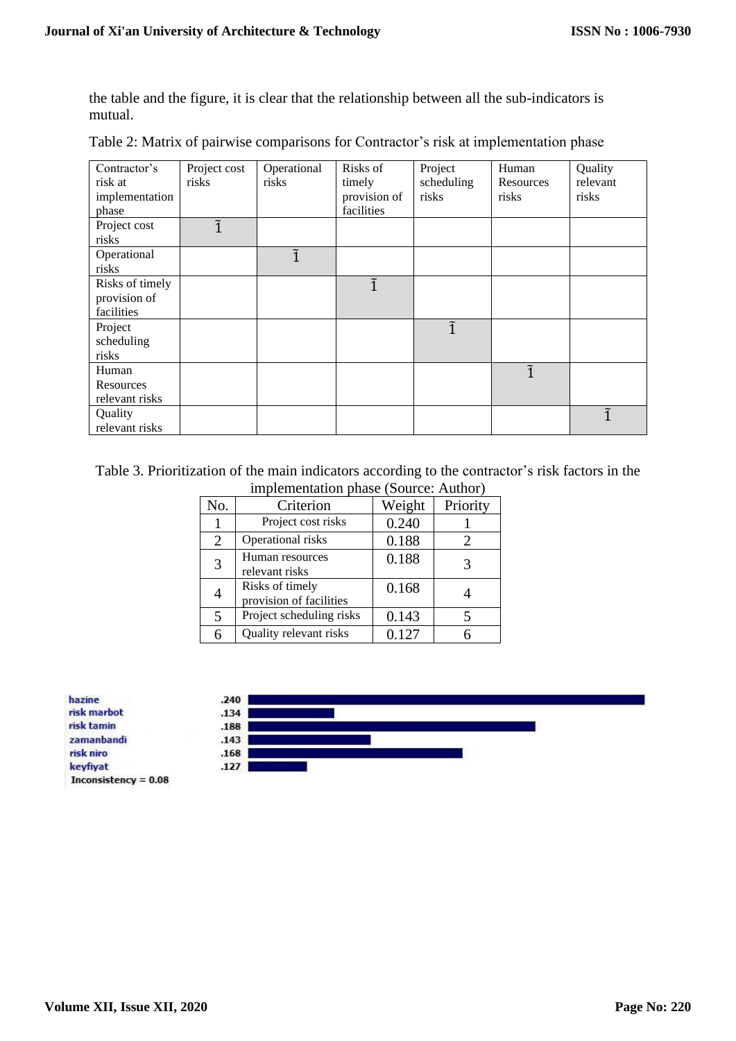the table and the figure, it is clear that the relationship between all the sub-indicators is mutual.

Table 2: Matrix of pairwise comparisons for Contractor's risk at implementation phase

| Contractor's risk at implementation phase | Project cost risks | Operational risks | Risks of timely provision of facilities | Project scheduling risks | Human Resources risks | Quality relevant risks |
|---|---|---|---|---|---|---|
| Project cost risks | $\tilde{1}$ | | | | | |
| Operational risks | | $\tilde{1}$ | | | | |
| Risks of timely provision of facilities | | | $\tilde{1}$ | | | |
| Project scheduling risks | | | | $\tilde{1}$ | | |
| Human Resources relevant risks | | | | | $\tilde{1}$ | |
| Quality relevant risks | | | | | | $\tilde{1}$ |

Table 3. Prioritization of the main indicators according to the contractor's risk factors in the implementation phase (Source: Author)

| No. | Criterion | Weight | Priority |
|---|---|---|---|
| 1 | Project cost risks | 0.240 | 1 |
| 2 | Operational risks | 0.188 | 2 |
| 3 | Human resources relevant risks | 0.188 | 3 |
| 4 | Risks of timely provision of facilities | 0.168 | 4 |
| 5 | Project scheduling risks | 0.143 | 5 |
| 6 | Quality relevant risks | 0.127 | 6 |

| | |
|---|---|
| hazine | .240 |
| risk marbot | .134 |
| risk tamin | .188 |
| zamanbandi | .143 |
| risk niro | .168 |
| keyfiyat | .127 |

Inconsistency = 0.08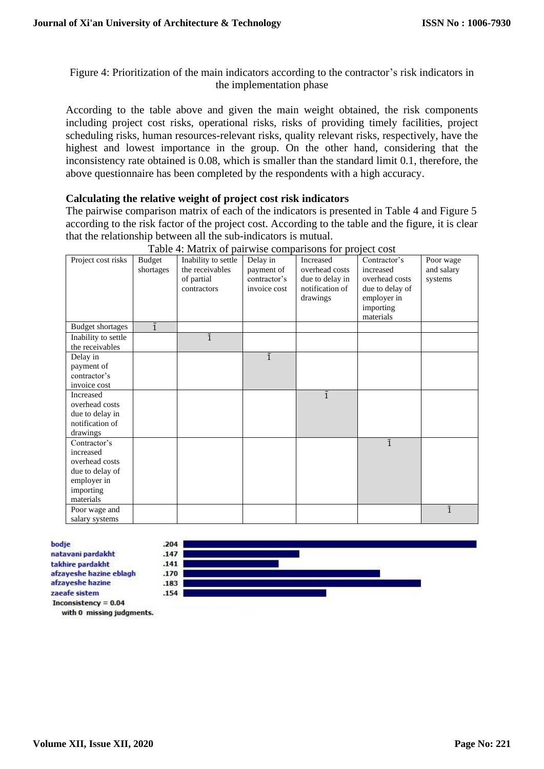Figure 4: Prioritization of the main indicators according to the contractor's risk indicators in the implementation phase

According to the table above and given the main weight obtained, the risk components including project cost risks, operational risks, risks of providing timely facilities, project scheduling risks, human resources-relevant risks, quality relevant risks, respectively, have the highest and lowest importance in the group. On the other hand, considering that the inconsistency rate obtained is 0.08, which is smaller than the standard limit 0.1, therefore, the above questionnaire has been completed by the respondents with a high accuracy.

**Calculating the relative weight of project cost risk indicators**

The pairwise comparison matrix of each of the indicators is presented in Table 4 and Figure 5 according to the risk factor of the project cost. According to the table and the figure, it is clear that the relationship between all the sub-indicators is mutual.

Table 4: Matrix of pairwise comparisons for project cost

| Project cost risks | Budget shortages | Inability to settle the receivables of partial contractors | Delay in payment of contractor's invoice cost | Increased overhead costs due to delay in notification of drawings | Contractor's increased overhead costs due to delay of employer in importing materials | Poor wage and salary systems |
|---|---|---|---|---|---|---|
| Budget shortages | $\tilde{1}$ | | | | | |
| Inability to settle the receivables | | $\tilde{1}$ | | | | |
| Delay in payment of contractor's invoice cost | | | $\tilde{1}$ | | | |
| Increased overhead costs due to delay in notification of drawings | | | | $\tilde{1}$ | | |
| Contractor's increased overhead costs due to delay of employer in importing materials | | | | | $\tilde{1}$ | |
| Poor wage and salary systems | | | | | | $\tilde{1}$ |

| | |
|---|---|
| bodje | .204 |
| natavani pardakht | .147 |
| takhire pardakht | .141 |
| afzayeshe hazine eblagh | .170 |
| afzayeshe hazine | .183 |
| zaeafe sistem | .154 |

Inconsistency = 0.04
with 0 missing judgments.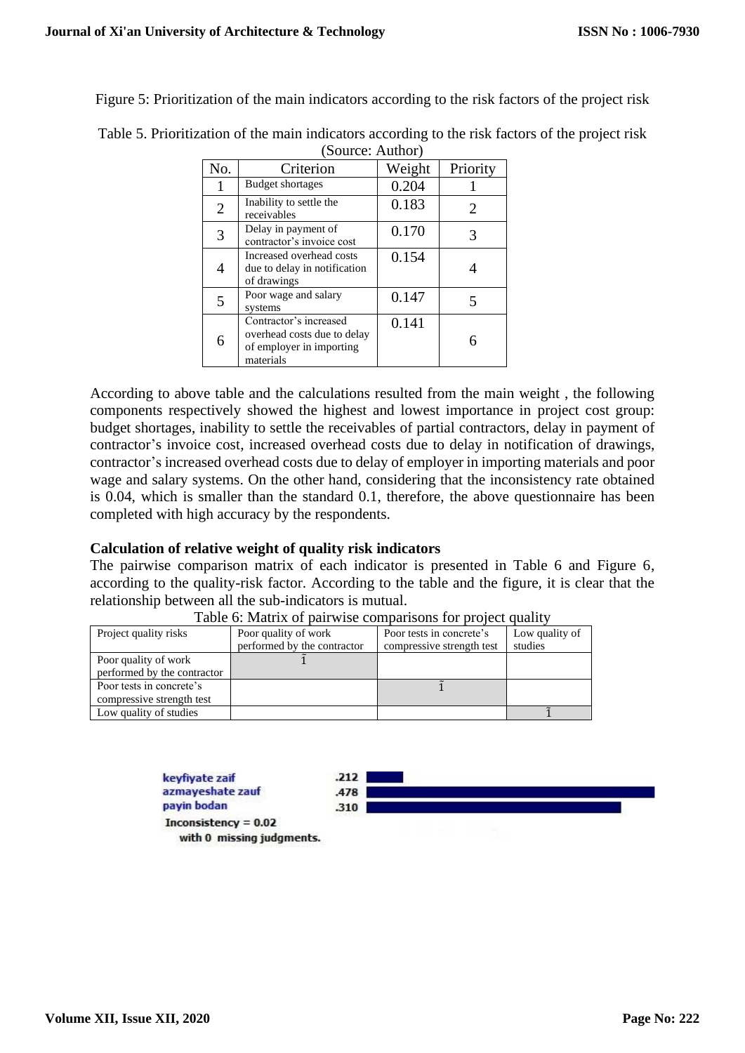Figure 5: Prioritization of the main indicators according to the risk factors of the project risk

Table 5. Prioritization of the main indicators according to the risk factors of the project risk (Source: Author)

| No. | Criterion | Weight | Priority |
|---|---|---|---|
| 1 | Budget shortages | 0.204 | 1 |
| 2 | Inability to settle the receivables | 0.183 | 2 |
| 3 | Delay in payment of contractor's invoice cost | 0.170 | 3 |
| 4 | Increased overhead costs due to delay in notification of drawings | 0.154 | 4 |
| 5 | Poor wage and salary systems | 0.147 | 5 |
| 6 | Contractor's increased overhead costs due to delay of employer in importing materials | 0.141 | 6 |

According to above table and the calculations resulted from the main weight , the following components respectively showed the highest and lowest importance in project cost group: budget shortages, inability to settle the receivables of partial contractors, delay in payment of contractor's invoice cost, increased overhead costs due to delay in notification of drawings, contractor's increased overhead costs due to delay of employer in importing materials and poor wage and salary systems. On the other hand, considering that the inconsistency rate obtained is 0.04, which is smaller than the standard 0.1, therefore, the above questionnaire has been completed with high accuracy by the respondents.

**Calculation of relative weight of quality risk indicators**

The pairwise comparison matrix of each indicator is presented in Table 6 and Figure 6, according to the quality-risk factor. According to the table and the figure, it is clear that the relationship between all the sub-indicators is mutual.

Table 6: Matrix of pairwise comparisons for project quality

| Project quality risks | Poor quality of work performed by the contractor | Poor tests in concrete's compressive strength test | Low quality of studies |
|---|---|---|---|
| Poor quality of work performed by the contractor | $\tilde{1}$ | | |
| Poor tests in concrete's compressive strength test | | $\tilde{1}$ | |
| Low quality of studies | | | $\tilde{1}$ |

| | |
|---|---|
| keyfiyate zaif | .212 |
| azmayeshate zauf | .478 |
| payin bodan | .310 |

Inconsistency = 0.02
with 0 missing judgments.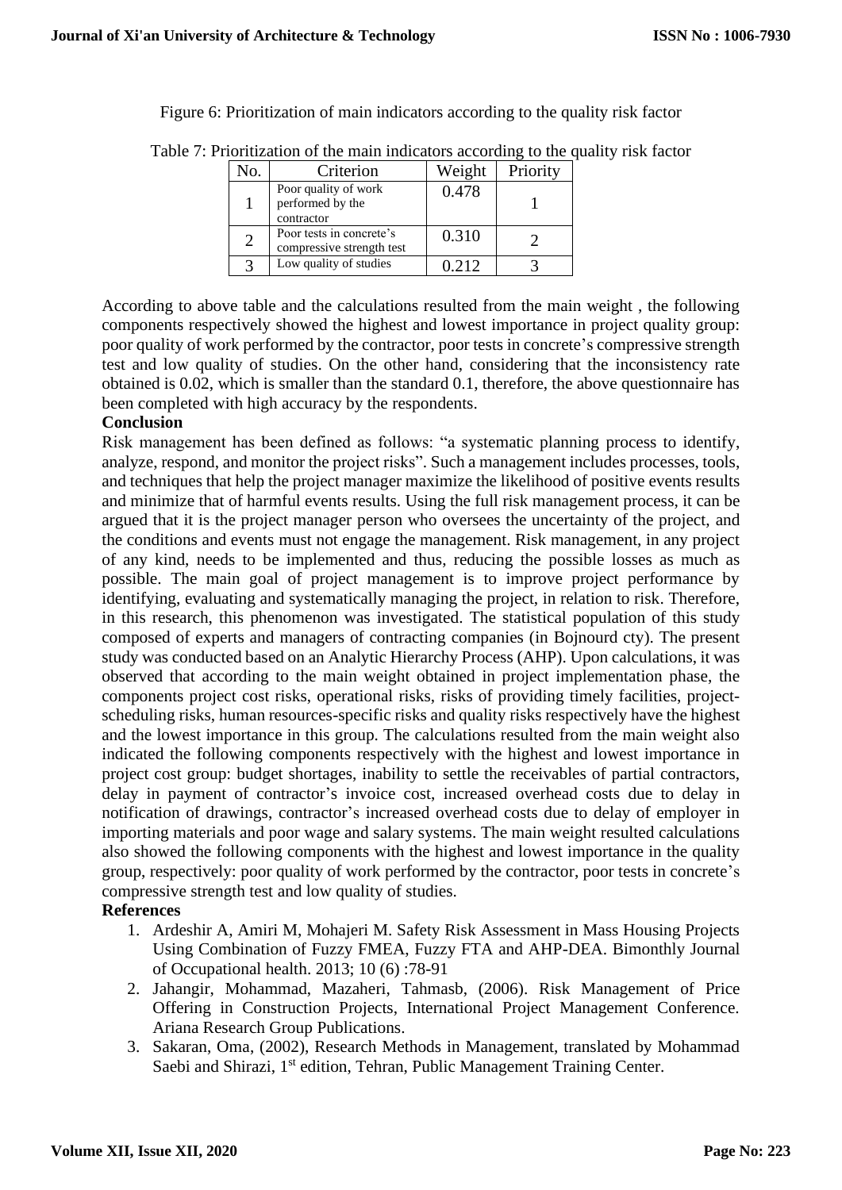Figure 6: Prioritization of main indicators according to the quality risk factor

Table 7: Prioritization of the main indicators according to the quality risk factor

| No. | Criterion | Weight | Priority |
|---|---|---|---|
| 1 | Poor quality of work performed by the contractor | 0.478 | 1 |
| 2 | Poor tests in concrete's compressive strength test | 0.310 | 2 |
| 3 | Low quality of studies | 0.212 | 3 |

According to above table and the calculations resulted from the main weight , the following components respectively showed the highest and lowest importance in project quality group: poor quality of work performed by the contractor, poor tests in concrete's compressive strength test and low quality of studies. On the other hand, considering that the inconsistency rate obtained is 0.02, which is smaller than the standard 0.1, therefore, the above questionnaire has been completed with high accuracy by the respondents.

**Conclusion**

Risk management has been defined as follows: "a systematic planning process to identify, analyze, respond, and monitor the project risks". Such a management includes processes, tools, and techniques that help the project manager maximize the likelihood of positive events results and minimize that of harmful events results. Using the full risk management process, it can be argued that it is the project manager person who oversees the uncertainty of the project, and the conditions and events must not engage the management. Risk management, in any project of any kind, needs to be implemented and thus, reducing the possible losses as much as possible. The main goal of project management is to improve project performance by identifying, evaluating and systematically managing the project, in relation to risk. Therefore, in this research, this phenomenon was investigated. The statistical population of this study composed of experts and managers of contracting companies (in Bojnourd cty). The present study was conducted based on an Analytic Hierarchy Process (AHP). Upon calculations, it was observed that according to the main weight obtained in project implementation phase, the components project cost risks, operational risks, risks of providing timely facilities, project-scheduling risks, human resources-specific risks and quality risks respectively have the highest and the lowest importance in this group. The calculations resulted from the main weight also indicated the following components respectively with the highest and lowest importance in project cost group: budget shortages, inability to settle the receivables of partial contractors, delay in payment of contractor's invoice cost, increased overhead costs due to delay in notification of drawings, contractor's increased overhead costs due to delay of employer in importing materials and poor wage and salary systems. The main weight resulted calculations also showed the following components with the highest and lowest importance in the quality group, respectively: poor quality of work performed by the contractor, poor tests in concrete's compressive strength test and low quality of studies.

**References**

1. Ardeshir A, Amiri M, Mohajeri M. Safety Risk Assessment in Mass Housing Projects Using Combination of Fuzzy FMEA, Fuzzy FTA and AHP-DEA. Bimonthly Journal of Occupational health. 2013; 10 (6) :78-91
2. Jahangir, Mohammad, Mazaheri, Tahmasb, (2006). Risk Management of Price Offering in Construction Projects, International Project Management Conference. Ariana Research Group Publications.
3. Sakaran, Oma, (2002), Research Methods in Management, translated by Mohammad Saebi and Shirazi, 1st edition, Tehran, Public Management Training Center.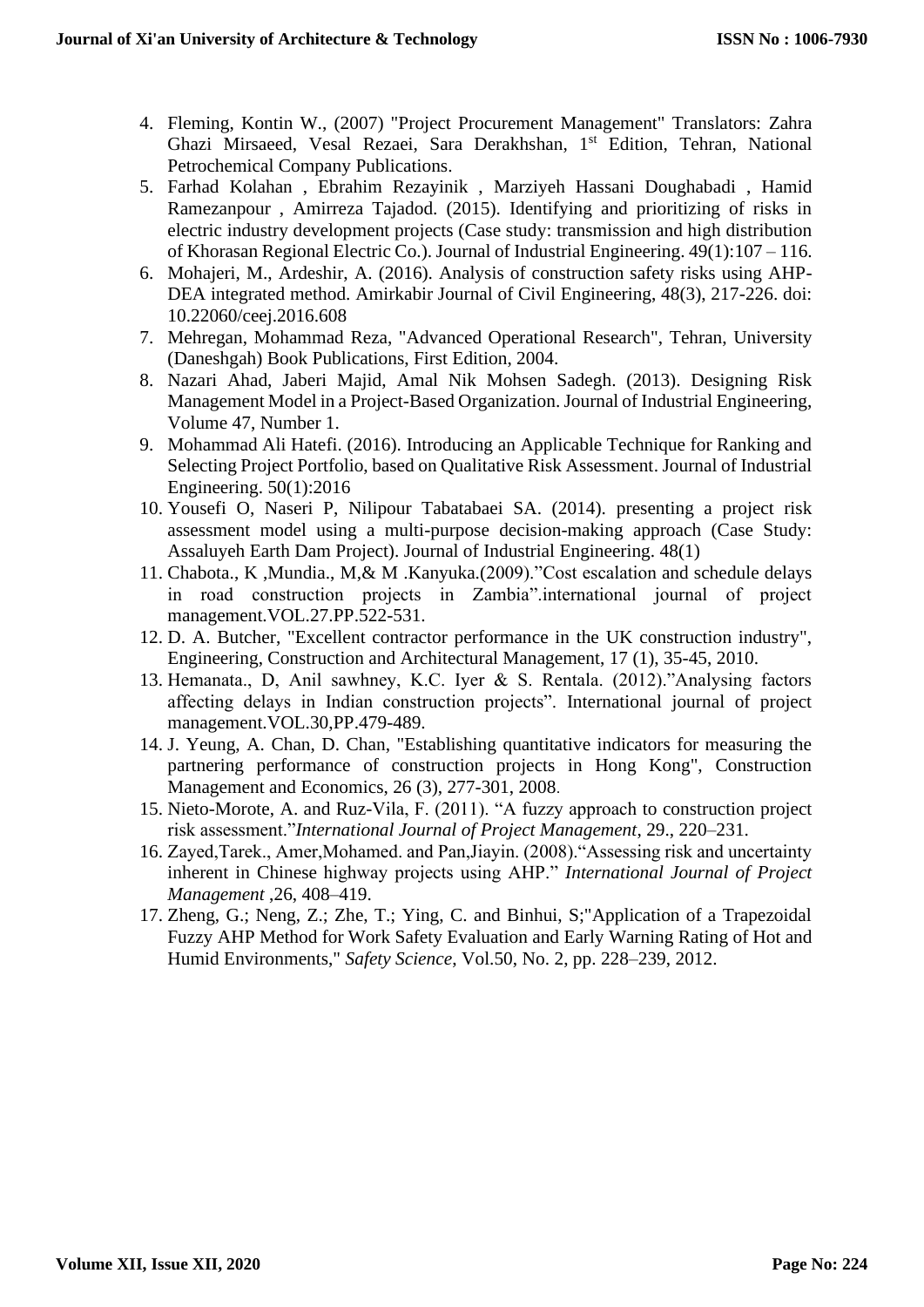4. Fleming, Kontin W., (2007) "Project Procurement Management" Translators: Zahra Ghazi Mirsaeed, Vesal Rezaei, Sara Derakhshan, 1st Edition, Tehran, National Petrochemical Company Publications.
5. Farhad Kolahan , Ebrahim Rezayinik , Marziyeh Hassani Doughabadi , Hamid Ramezanpour , Amirreza Tajadod. (2015). Identifying and prioritizing of risks in electric industry development projects (Case study: transmission and high distribution of Khorasan Regional Electric Co.). Journal of Industrial Engineering. 49(1):107 – 116.
6. Mohajeri, M., Ardeshir, A. (2016). Analysis of construction safety risks using AHP-DEA integrated method. Amirkabir Journal of Civil Engineering, 48(3), 217-226. doi: 10.22060/ceej.2016.608
7. Mehregan, Mohammad Reza, "Advanced Operational Research", Tehran, University (Daneshgah) Book Publications, First Edition, 2004.
8. Nazari Ahad, Jaberi Majid, Amal Nik Mohsen Sadegh. (2013). Designing Risk Management Model in a Project-Based Organization. Journal of Industrial Engineering, Volume 47, Number 1.
9. Mohammad Ali Hatefi. (2016). Introducing an Applicable Technique for Ranking and Selecting Project Portfolio, based on Qualitative Risk Assessment. Journal of Industrial Engineering. 50(1):2016
10. Yousefi O, Naseri P, Nilipour Tabatabaei SA. (2014). presenting a project risk assessment model using a multi-purpose decision-making approach (Case Study: Assaluyeh Earth Dam Project). Journal of Industrial Engineering. 48(1)
11. Chabota., K ,Mundia., M,& M .Kanyuka.(2009)."Cost escalation and schedule delays in road construction projects in Zambia".international journal of project management.VOL.27.PP.522-531.
12. D. A. Butcher, "Excellent contractor performance in the UK construction industry", Engineering, Construction and Architectural Management, 17 (1), 35-45, 2010.
13. Hemanata., D, Anil sawhney, K.C. Iyer & S. Rentala. (2012)."Analysing factors affecting delays in Indian construction projects". International journal of project management.VOL.30,PP.479-489.
14. J. Yeung, A. Chan, D. Chan, "Establishing quantitative indicators for measuring the partnering performance of construction projects in Hong Kong", Construction Management and Economics, 26 (3), 277-301, 2008.
15. Nieto-Morote, A. and Ruz-Vila, F. (2011). "A fuzzy approach to construction project risk assessment."*International Journal of Project Management*, 29., 220–231.
16. Zayed,Tarek., Amer,Mohamed. and Pan,Jiayin. (2008)."Assessing risk and uncertainty inherent in Chinese highway projects using AHP." *International Journal of Project Management* ,26, 408–419.
17. Zheng, G.; Neng, Z.; Zhe, T.; Ying, C. and Binhui, S;"Application of a Trapezoidal Fuzzy AHP Method for Work Safety Evaluation and Early Warning Rating of Hot and Humid Environments," *Safety Science*, Vol.50, No. 2, pp. 228–239, 2012.